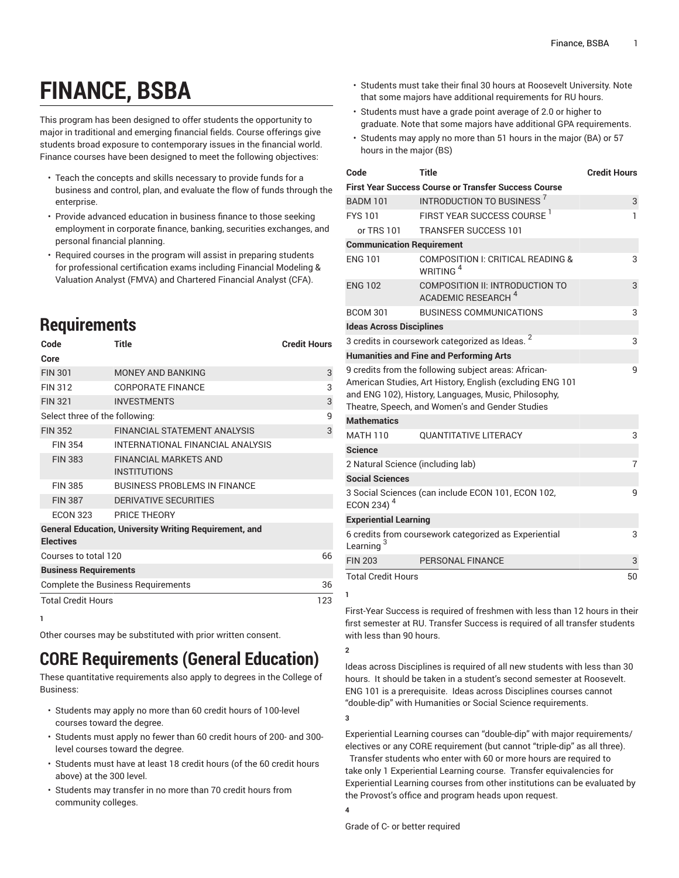# FINANCE, BSBA

This program has been designed to offer students the opportunity to major in traditional and emerging financial fields. Course offerings give students broad exposure to contemporary issues in the financial world. Finance courses have been designed to meet the following objectives:

- Teach the concepts and skills necessary to provide funds for a business and control, plan, and evaluate the flow of funds through the enterprise.
- Provide advanced education in business finance to those seeking employment in corporate finance, banking, securities exchanges, and personal financial planning.
- Required courses in the program will assist in preparing students for professional certification exams including Financial Modeling & Valuation Analyst (FMVA) and Chartered Financial Analyst (CFA).

## Requirements

| Code | Title | Credit Hours |
|---|---|---|
| **Core** | | |
| FIN 301 | MONEY AND BANKING | 3 |
| FIN 312 | CORPORATE FINANCE | 3 |
| FIN 321 | INVESTMENTS | 3 |
| Select three of the following: | | 9 |
| FIN 352 | FINANCIAL STATEMENT ANALYSIS | 3 |
| FIN 354 | INTERNATIONAL FINANCIAL ANALYSIS | |
| FIN 383 | FINANCIAL MARKETS AND INSTITUTIONS | |
| FIN 385 | BUSINESS PROBLEMS IN FINANCE | |
| FIN 387 | DERIVATIVE SECURITIES | |
| ECON 323 | PRICE THEORY | |
| **General Education, University Writing Requirement, and Electives** | | |
| Courses to total 120 | | 66 |
| **Business Requirements** | | |
| Complete the Business Requirements | | 36 |
| Total Credit Hours | | 123 |

1

Other courses may be substituted with prior written consent.

# CORE Requirements (General Education)

These quantitative requirements also apply to degrees in the College of Business:

- Students may apply no more than 60 credit hours of 100-level courses toward the degree.
- Students must apply no fewer than 60 credit hours of 200- and 300-level courses toward the degree.
- Students must have at least 18 credit hours (of the 60 credit hours above) at the 300 level.
- Students may transfer in no more than 70 credit hours from community colleges.
- Students must take their final 30 hours at Roosevelt University. Note that some majors have additional requirements for RU hours.
- Students must have a grade point average of 2.0 or higher to graduate. Note that some majors have additional GPA requirements.
- Students may apply no more than 51 hours in the major (BA) or 57 hours in the major (BS)

| Code | Title | Credit Hours |
|---|---|---|
| **First Year Success Course or Transfer Success Course** | | |
| BADM 101 | INTRODUCTION TO BUSINESS [7] | 3 |
| FYS 101 | FIRST YEAR SUCCESS COURSE [1] | 1 |
| or TRS 101 | TRANSFER SUCCESS 101 | |
| **Communication Requirement** | | |
| ENG 101 | COMPOSITION I: CRITICAL READING & WRITING [4] | 3 |
| ENG 102 | COMPOSITION II: INTRODUCTION TO ACADEMIC RESEARCH [4] | 3 |
| BCOM 301 | BUSINESS COMMUNICATIONS | 3 |
| **Ideas Across Disciplines** | | |
| 3 credits in coursework categorized as Ideas. [2] | | 3 |
| **Humanities and Fine and Performing Arts** | | |
| 9 credits from the following subject areas: African-American Studies, Art History, English (excluding ENG 101 and ENG 102), History, Languages, Music, Philosophy, Theatre, Speech, and Women's and Gender Studies | | 9 |
| **Mathematics** | | |
| MATH 110 | QUANTITATIVE LITERACY | 3 |
| **Science** | | |
| 2 Natural Science (including lab) | | 7 |
| **Social Sciences** | | |
| 3 Social Sciences (can include ECON 101, ECON 102, ECON 234) [4] | | 9 |
| **Experiential Learning** | | |
| 6 credits from coursework categorized as Experiential Learning [3] | | 3 |
| FIN 203 | PERSONAL FINANCE | 3 |
| Total Credit Hours | | 50 |

1

First-Year Success is required of freshmen with less than 12 hours in their first semester at RU. Transfer Success is required of all transfer students with less than 90 hours.

2

Ideas across Disciplines is required of all new students with less than 30 hours. It should be taken in a student's second semester at Roosevelt. ENG 101 is a prerequisite. Ideas across Disciplines courses cannot "double-dip" with Humanities or Social Science requirements.

3

Experiential Learning courses can "double-dip" with major requirements/electives or any CORE requirement (but cannot "triple-dip" as all three). Transfer students who enter with 60 or more hours are required to take only 1 Experiential Learning course. Transfer equivalencies for Experiential Learning courses from other institutions can be evaluated by the Provost's office and program heads upon request.

4

Grade of C- or better required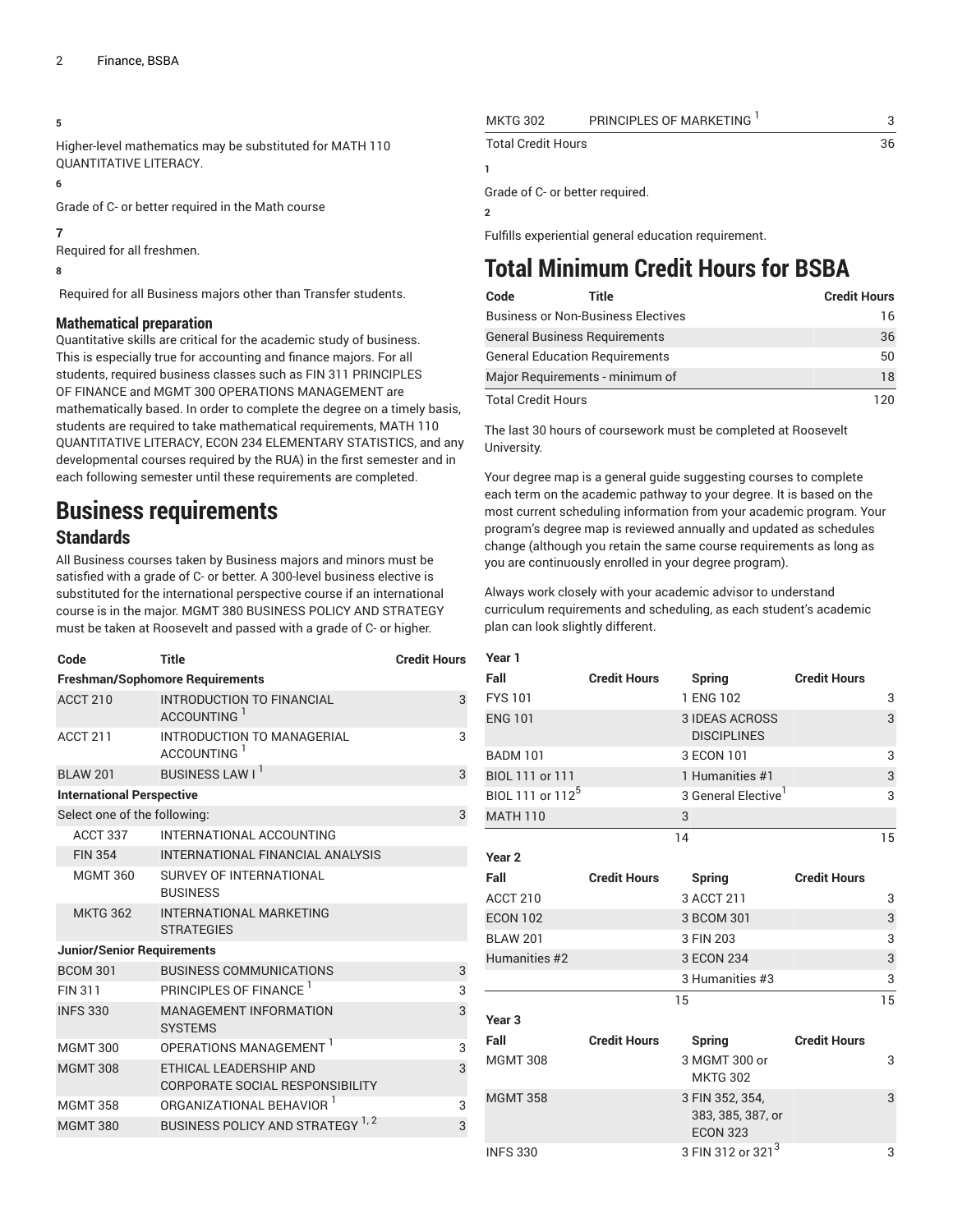5

Higher-level mathematics may be substituted for MATH 110 QUANTITATIVE LITERACY.

6

Grade of C- or better required in the Math course

7

Required for all freshmen.

8

Required for all Business majors other than Transfer students.

### Mathematical preparation

Quantitative skills are critical for the academic study of business. This is especially true for accounting and finance majors. For all students, required business classes such as FIN 311 PRINCIPLES OF FINANCE and MGMT 300 OPERATIONS MANAGEMENT are mathematically based. In order to complete the degree on a timely basis, students are required to take mathematical requirements, MATH 110 QUANTITATIVE LITERACY, ECON 234 ELEMENTARY STATISTICS, and any developmental courses required by the RUA) in the first semester and in each following semester until these requirements are completed.

# Business requirements

## Standards

All Business courses taken by Business majors and minors must be satisfied with a grade of C- or better. A 300-level business elective is substituted for the international perspective course if an international course is in the major. MGMT 380 BUSINESS POLICY AND STRATEGY must be taken at Roosevelt and passed with a grade of C- or higher.

| Code | Title | Credit Hours |
|---|---|---|
| **Freshman/Sophomore Requirements** | | |
| ACCT 210 | INTRODUCTION TO FINANCIAL ACCOUNTING [1] | 3 |
| ACCT 211 | INTRODUCTION TO MANAGERIAL ACCOUNTING [1] | 3 |
| BLAW 201 | BUSINESS LAW I [1] | 3 |
| **International Perspective** | | |
| Select one of the following: | | 3 |
| ACCT 337 | INTERNATIONAL ACCOUNTING | |
| FIN 354 | INTERNATIONAL FINANCIAL ANALYSIS | |
| MGMT 360 | SURVEY OF INTERNATIONAL BUSINESS | |
| MKTG 362 | INTERNATIONAL MARKETING STRATEGIES | |
| **Junior/Senior Requirements** | | |
| BCOM 301 | BUSINESS COMMUNICATIONS | 3 |
| FIN 311 | PRINCIPLES OF FINANCE [1] | 3 |
| INFS 330 | MANAGEMENT INFORMATION SYSTEMS | 3 |
| MGMT 300 | OPERATIONS MANAGEMENT [1] | 3 |
| MGMT 308 | ETHICAL LEADERSHIP AND CORPORATE SOCIAL RESPONSIBILITY | 3 |
| MGMT 358 | ORGANIZATIONAL BEHAVIOR [1] | 3 |
| MGMT 380 | BUSINESS POLICY AND STRATEGY [1,2] | 3 |
| MKTG 302 | PRINCIPLES OF MARKETING [1] | 3 |
| Total Credit Hours | | 36 |

1

Grade of C- or better required.

2

Fulfills experiential general education requirement.

# Total Minimum Credit Hours for BSBA

| Code | Title | Credit Hours |
|---|---|---|
| Business or Non-Business Electives | | 16 |
| General Business Requirements | | 36 |
| General Education Requirements | | 50 |
| Major Requirements - minimum of | | 18 |
| Total Credit Hours | | 120 |

The last 30 hours of coursework must be completed at Roosevelt University.

Your degree map is a general guide suggesting courses to complete each term on the academic pathway to your degree. It is based on the most current scheduling information from your academic program. Your program's degree map is reviewed annually and updated as schedules change (although you retain the same course requirements as long as you are continuously enrolled in your degree program).

Always work closely with your academic advisor to understand curriculum requirements and scheduling, as each student's academic plan can look slightly different.

| Year 1 | | | |
|---|---|---|---|
| **Fall** | **Credit Hours** | **Spring** | **Credit Hours** |
| FYS 101 | 1 | ENG 102 | 3 |
| ENG 101 | 3 | IDEAS ACROSS DISCIPLINES | 3 |
| BADM 101 | 3 | ECON 101 | 3 |
| BIOL 111 or 111 | 1 | Humanities #1 | 3 |
| BIOL 111 or 112[5] | 3 | General Elective[1] | 3 |
| MATH 110 | 3 | | |
| | 14 | | 15 |
| **Year 2** | | | |
| **Fall** | **Credit Hours** | **Spring** | **Credit Hours** |
| ACCT 210 | 3 | ACCT 211 | 3 |
| ECON 102 | 3 | BCOM 301 | 3 |
| BLAW 201 | 3 | FIN 203 | 3 |
| Humanities #2 | 3 | ECON 234 | 3 |
| | 3 | Humanities #3 | 3 |
| | 15 | | 15 |
| **Year 3** | | | |
| **Fall** | **Credit Hours** | **Spring** | **Credit Hours** |
| MGMT 308 | 3 | MGMT 300 or MKTG 302 | 3 |
| MGMT 358 | 3 | FIN 352, 354, 383, 385, 387, or ECON 323 | 3 |
| INFS 330 | 3 | FIN 312 or 321[3] | 3 |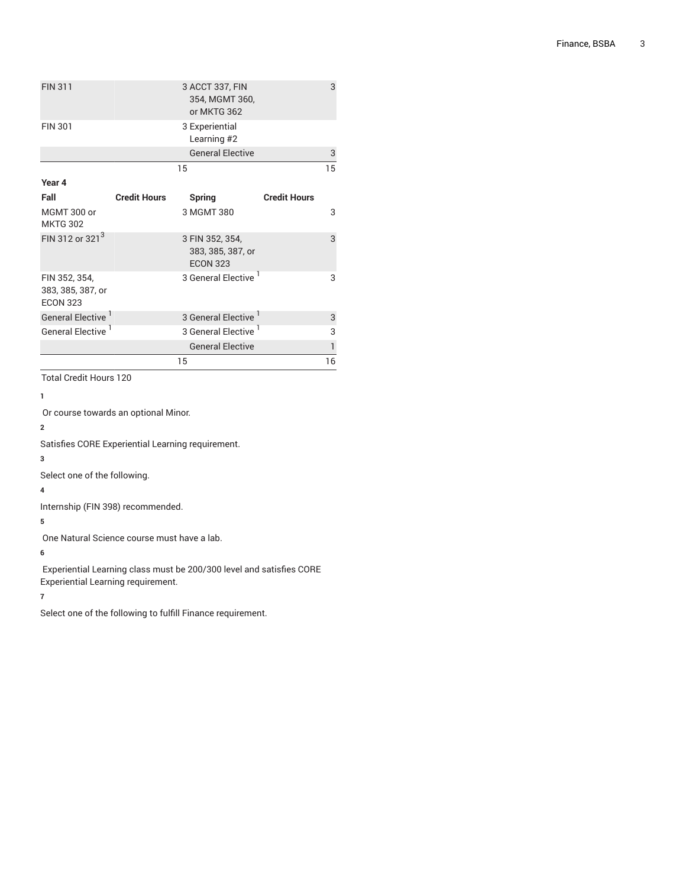| Fall | Credit Hours | Spring | Credit Hours |
|---|---|---|---|
| FIN 311 | 3 | ACCT 337, FIN 354, MGMT 360, or MKTG 362 | 3 |
| FIN 301 | 3 | Experiential Learning #2 | |
| | | General Elective | 3 |
| | 15 | | 15 |

**Year 4**

| Fall | Credit Hours | Spring | Credit Hours |
|---|---|---|---|
| MGMT 300 or MKTG 302 | 3 | MGMT 380 | 3 |
| FIN 312 or 321 [3] | 3 | FIN 352, 354, 383, 385, 387, or ECON 323 | 3 |
| FIN 352, 354, 383, 385, 387, or ECON 323 | 3 | General Elective [1] | 3 |
| General Elective [1] | 3 | General Elective [1] | 3 |
| General Elective [1] | 3 | General Elective [1] | 3 |
| | | General Elective | 1 |
| | 15 | | 16 |

Total Credit Hours 120

**1**

Or course towards an optional Minor.

**2**

Satisfies CORE Experiential Learning requirement.

**3**

Select one of the following.

**4**

Internship (FIN 398) recommended.

**5**

One Natural Science course must have a lab.

**6**

Experiential Learning class must be 200/300 level and satisfies CORE Experiential Learning requirement.

**7**

Select one of the following to fulfill Finance requirement.